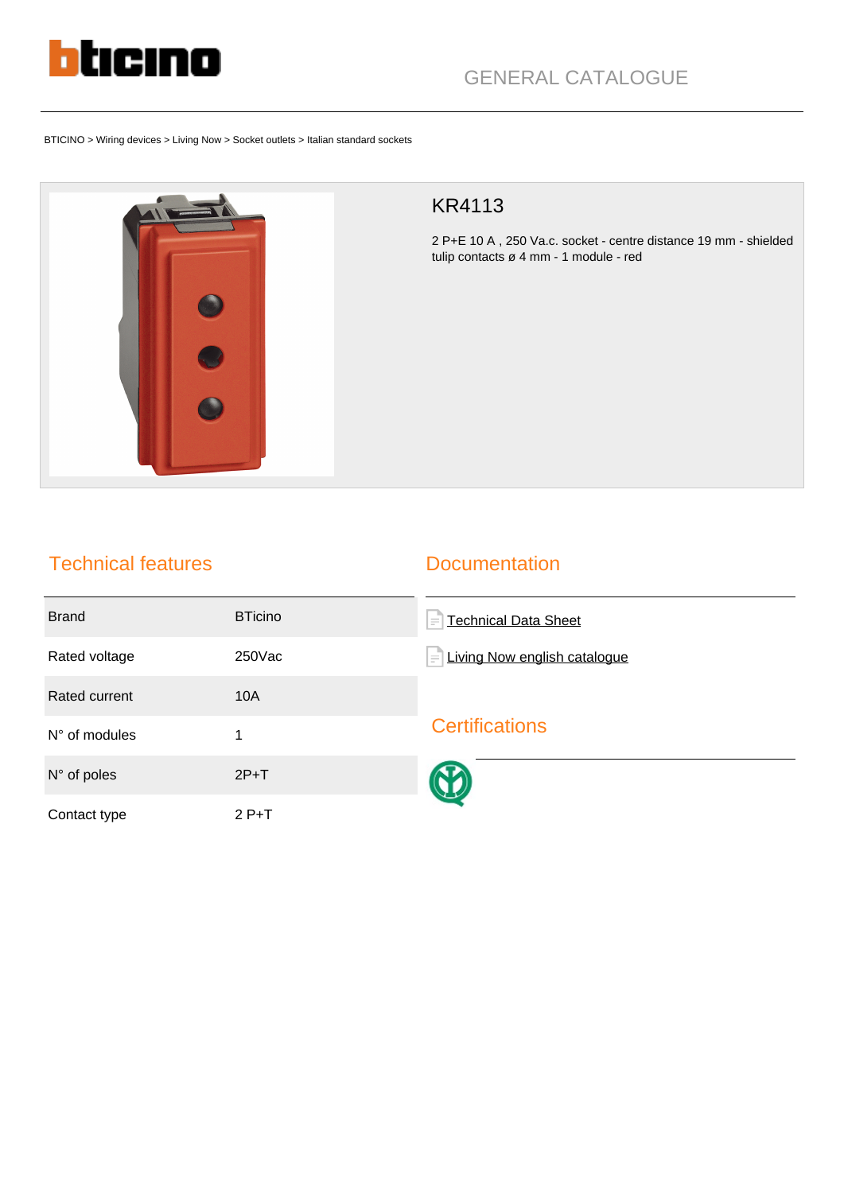GENERAL CATALOGUE

BTICINO > Wiring devices > Living Now > Socket outlets > Italian standard sockets

# KR4113

2 P+E 10 A , 250 Va.c. socket - centre distance 19 mm - shielded tulip contacts ø 4 mm - 1 module - red

## Technical features

| | |
|---|---|
| Brand | BTicino |
| Rated voltage | 250Vac |
| Rated current | 10A |
| N° of modules | 1 |
| N° of poles | 2P+T |
| Contact type | 2 P+T |

## Documentation

- Technical Data Sheet
- Living Now english catalogue

## Certifications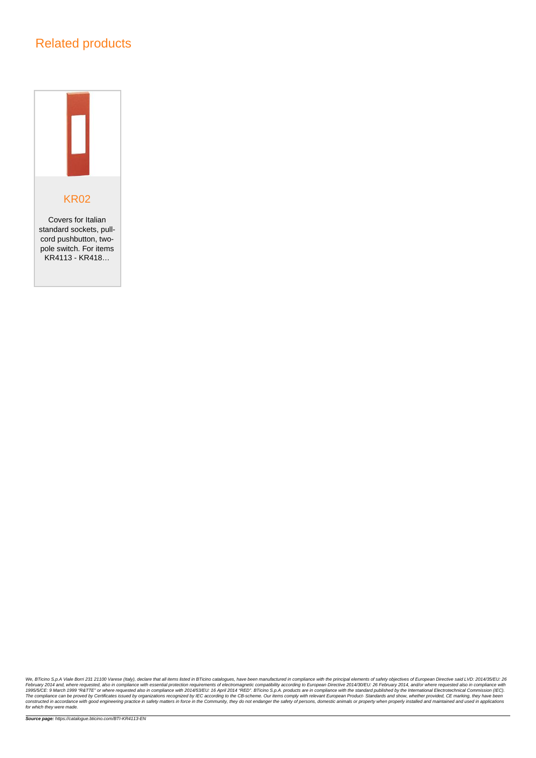## Related products

### KR02

Covers for Italian standard sockets, pull-cord pushbutton, two-pole switch. For items KR4113 - KR418…

*We, BTicino S.p.A Viale Borri 231 21100 Varese (Italy), declare that all items listed in BTicino catalogues, have been manufactured in compliance with the principal elements of safety objectives of European Directive said LVD: 2014/35/EU: 26 February 2014 and, where requested, also in compliance with essential protection requirements of electromagnetic compatibility according to European Directive 2014/30/EU: 26 February 2014, and/or where requested also in compliance with 1995/5/CE: 9 March 1999 "R&TTE" or where requested also in compliance with 2014/53/EU: 16 April 2014 "RED". BTicino S.p.A. products are in compliance with the standard published by the International Electrotechnical Commission (IEC). The compliance can be proved by Certificates issued by organizations recognized by IEC according to the CB-scheme. Our items comply with relevant European Product- Standards and show, whether provided, CE marking, they have been constructed in accordance with good engineering practice in safety matters in force in the Community, they do not endanger the safety of persons, domestic animals or property when properly installed and maintained and used in applications for which they were made.*

**Source page:** *https://catalogue.bticino.com/BTI-KR4113-EN*